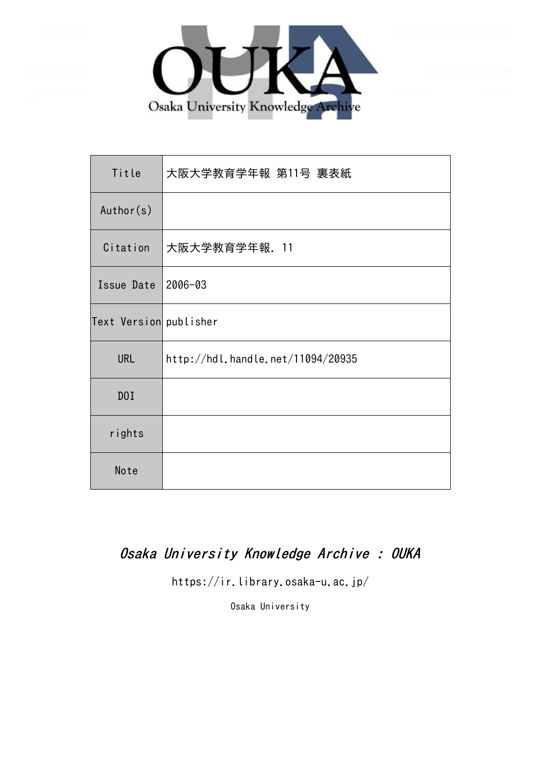Osaka University Knowledge Archive

| Title | 大阪大学教育学年報 第11号 裏表紙 |
| --- | --- |
| Author(s) | |
| Citation | 大阪大学教育学年報. 11 |
| Issue Date | 2006-03 |
| Text Version | publisher |
| URL | http://hdl.handle.net/11094/20935 |
| DOI | |
| rights | |
| Note | |

*Osaka University Knowledge Archive : OUKA*

https://ir.library.osaka-u.ac.jp/

Osaka University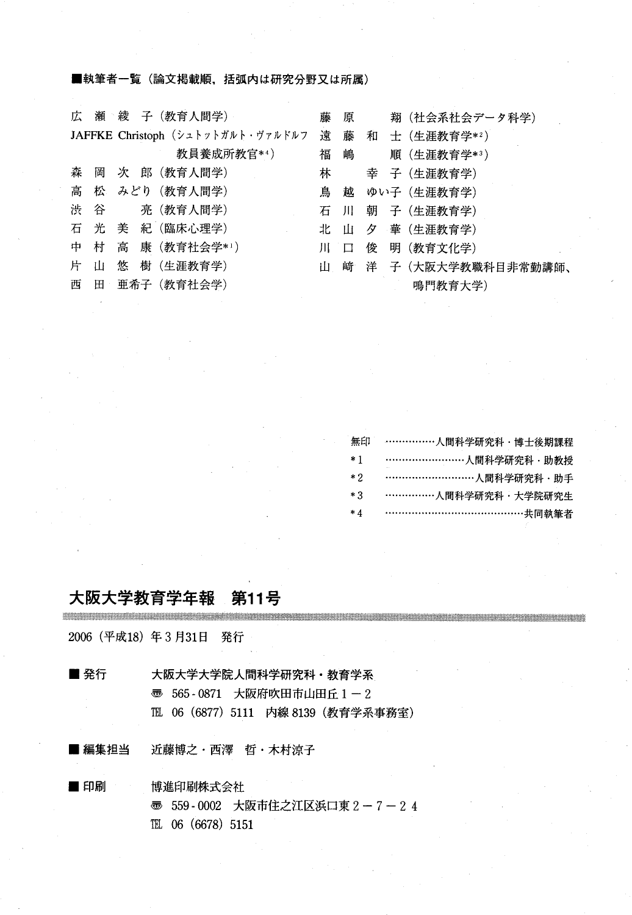■執筆者一覧（論文掲載順，括弧内は研究分野又は所属）

広瀬綾子（教育人間学）
JAFFKE Christoph（シュトットガルト・ヴァルドルフ教員養成所教官*4）
森岡次郎（教育人間学）
高松みどり（教育人間学）
渋谷　亮（教育人間学）
石光美紀（臨床心理学）
中村高康（教育社会学*1）
片山悠樹（生涯教育学）
西田亜希子（教育社会学）
藤原　翔（社会系社会データ科学）
遠藤和士（生涯教育学*2）
福嶋　順（生涯教育学*3）
林　幸子（生涯教育学）
鳥越ゆい子（生涯教育学）
石川朝子（生涯教育学）
北山夕華（生涯教育学）
川口俊明（教育文化学）
山崎洋子（大阪大学教職科目非常勤講師、鳴門教育大学）

無印 ……………人間科学研究科・博士後期課程
*1 ……………………人間科学研究科・助教授
*2 ………………………人間科学研究科・助手
*3 ……………人間科学研究科・大学院研究生
*4 ……………………………………共同執筆者

## 大阪大学教育学年報　第11号

2006（平成18）年3月31日　発行

■ 発行　大阪大学大学院人間科学研究科・教育学系
〒 565-0871　大阪府吹田市山田丘1－2
TEL 06（6877）5111　内線 8139（教育学系事務室）

■ 編集担当　近藤博之・西澤　哲・木村涼子

■ 印刷　博進印刷株式会社
〒 559-0002　大阪市住之江区浜口東2－7－24
TEL 06（6678）5151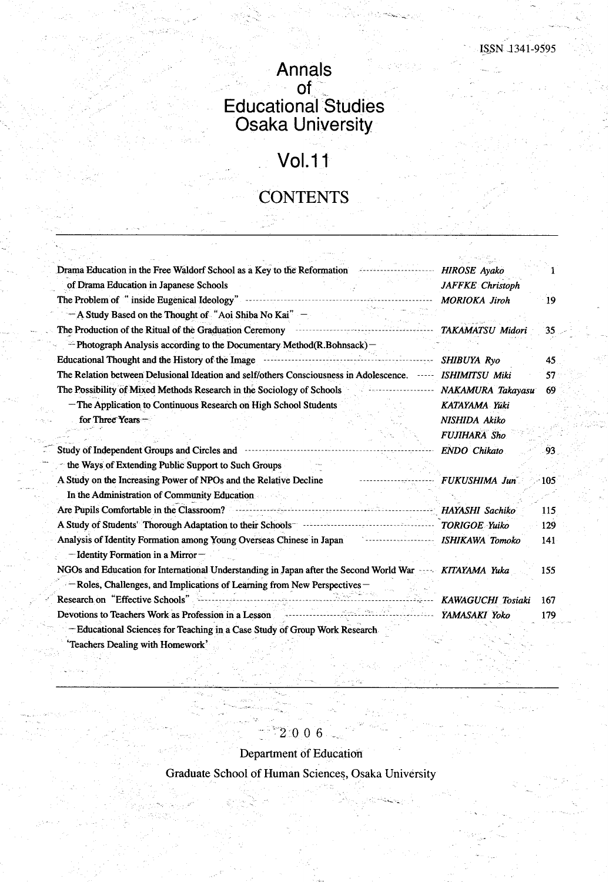ISSN 1341-9595

# Annals of Educational Studies Osaka University

## Vol.11

## CONTENTS

| | | |
|---|---|---|
| Drama Education in the Free Waldorf School as a Key to the Reformation of Drama Education in Japanese Schools | *HIROSE Ayako* *JAFFKE Christoph* | 1 |
| The Problem of " inside Eugenical Ideology" —A Study Based on the Thought of "Aoi Shiba No Kai"— | *MORIOKA Jiroh* | 19 |
| The Production of the Ritual of the Graduation Ceremony —Photograph Analysis according to the Documentary Method(R.Bohnsack)— | *TAKAMATSU Midori* | 35 |
| Educational Thought and the History of the Image | *SHIBUYA Ryo* | 45 |
| The Relation between Delusional Ideation and self/others Consciousness in Adolescence. | *ISHIMITSU Miki* | 57 |
| The Possibility of Mixed Methods Research in the Sociology of Schools —The Application to Continuous Research on High School Students for Three Years— | *NAKAMURA Takayasu* *KATAYAMA Yuki* *NISHIDA Akiko* *FUJIHARA Sho* | 69 |
| Study of Independent Groups and Circles and the Ways of Extending Public Support to Such Groups | *ENDO Chikato* | 93 |
| A Study on the Increasing Power of NPOs and the Relative Decline In the Administration of Community Education | *FUKUSHIMA Jun* | 105 |
| Are Pupils Comfortable in the Classroom? | *HAYASHI Sachiko* | 115 |
| A Study of Students' Thorough Adaptation to their Schools | *TORIGOE Yuiko* | 129 |
| Analysis of Identity Formation among Young Overseas Chinese in Japan —Identity Formation in a Mirror— | *ISHIKAWA Tomoko* | 141 |
| NGOs and Education for International Understanding in Japan after the Second World War —Roles, Challenges, and Implications of Learning from New Perspectives— | *KITAYAMA Yuka* | 155 |
| Research on "Effective Schools" | *KAWAGUCHI Tosiaki* | 167 |
| Devotions to Teachers Work as Profession in a Lesson —Educational Sciences for Teaching in a Case Study of Group Work Research 'Teachers Dealing with Homework' | *YAMASAKI Yoko* | 179 |

2006

Department of Education

Graduate School of Human Sciences, Osaka University